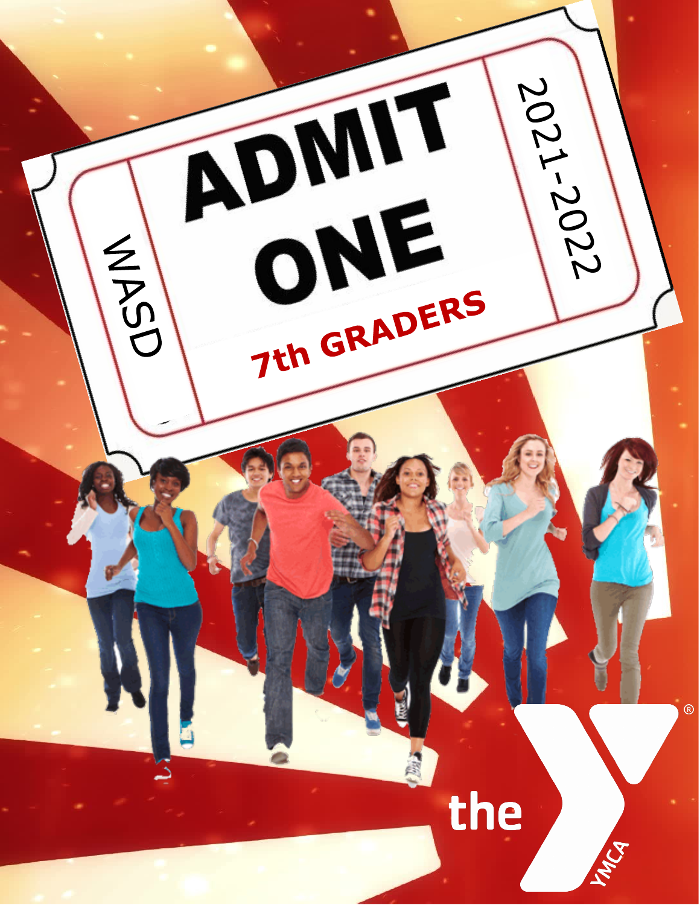WASD

# ADMIT ONE

## 7th GRADERS

2021-2022

the YMCA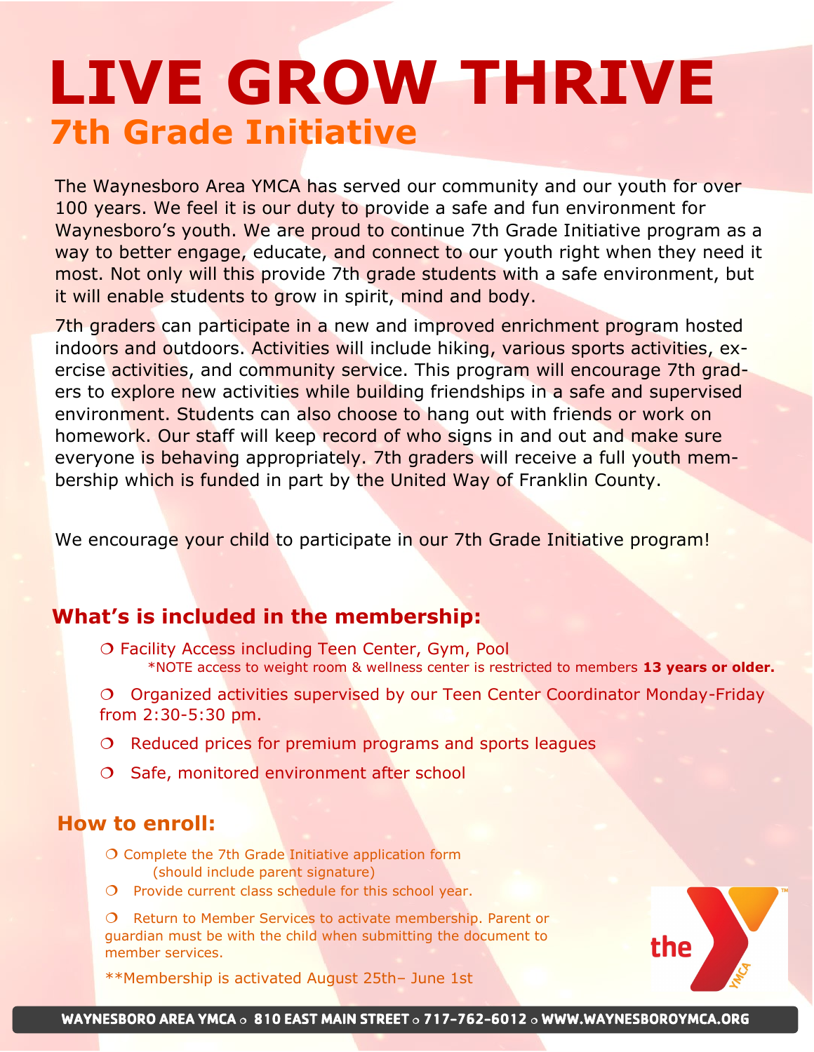# LIVE GROW THRIVE

## 7th Grade Initiative

The Waynesboro Area YMCA has served our community and our youth for over 100 years. We feel it is our duty to provide a safe and fun environment for Waynesboro's youth. We are proud to continue 7th Grade Initiative program as a way to better engage, educate, and connect to our youth right when they need it most. Not only will this provide 7th grade students with a safe environment, but it will enable students to grow in spirit, mind and body.

7th graders can participate in a new and improved enrichment program hosted indoors and outdoors. Activities will include hiking, various sports activities, exercise activities, and community service. This program will encourage 7th graders to explore new activities while building friendships in a safe and supervised environment. Students can also choose to hang out with friends or work on homework. Our staff will keep record of who signs in and out and make sure everyone is behaving appropriately. 7th graders will receive a full youth membership which is funded in part by the United Way of Franklin County.

We encourage your child to participate in our 7th Grade Initiative program!

### What's is included in the membership:

- Facility Access including Teen Center, Gym, Pool
  *NOTE access to weight room & wellness center is restricted to members **13 years or older.**
- Organized activities supervised by our Teen Center Coordinator Monday-Friday from 2:30-5:30 pm.
- Reduced prices for premium programs and sports leagues
- Safe, monitored environment after school

### How to enroll:

- Complete the 7th Grade Initiative application form (should include parent signature)
- Provide current class schedule for this school year.
- Return to Member Services to activate membership. Parent or guardian must be with the child when submitting the document to member services.

**Membership is activated August 25th– June 1st

WAYNESBORO AREA YMCA ○ 810 EAST MAIN STREET ○ 717-762-6012 ○ WWW.WAYNESBOROYMCA.ORG